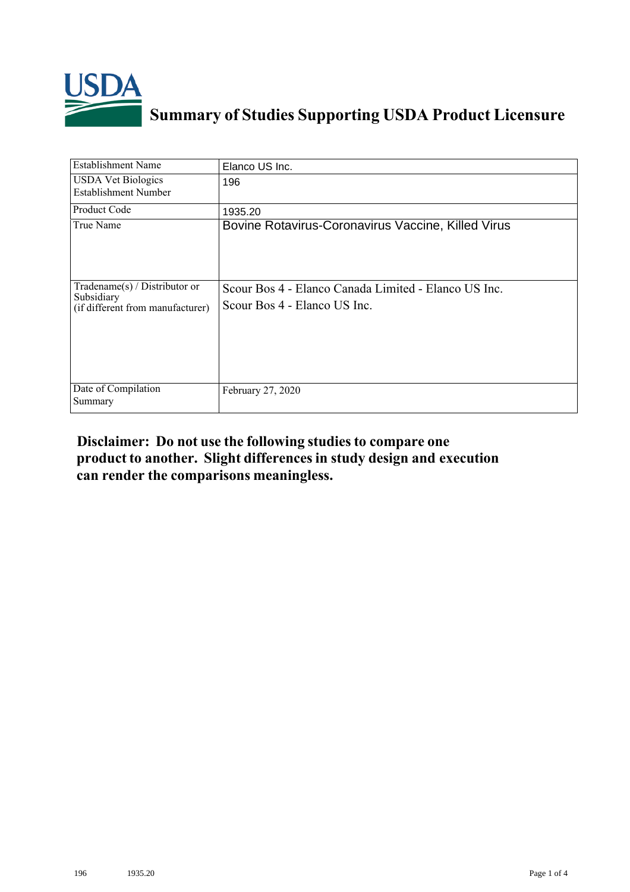# Summary of Studies Supporting USDA Product Licensure

| Establishment Name | Elanco US Inc. |
|---|---|
| USDA Vet Biologics Establishment Number | 196 |
| Product Code | 1935.20 |
| True Name | Bovine Rotavirus-Coronavirus Vaccine, Killed Virus |
| Tradename(s) / Distributor or Subsidiary (if different from manufacturer) | Scour Bos 4 - Elanco Canada Limited - Elanco US Inc.<br>Scour Bos 4 - Elanco US Inc. |
| Date of Compilation Summary | February 27, 2020 |

**Disclaimer: Do not use the following studies to compare one product to another. Slight differences in study design and execution can render the comparisons meaningless.**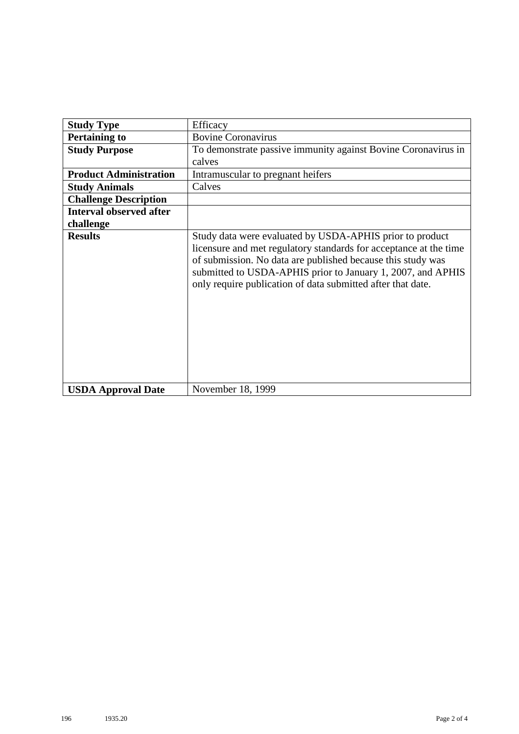| Study Type | Efficacy |
|---|---|
| **Pertaining to** | Bovine Coronavirus |
| **Study Purpose** | To demonstrate passive immunity against Bovine Coronavirus in calves |
| **Product Administration** | Intramuscular to pregnant heifers |
| **Study Animals** | Calves |
| **Challenge Description** | |
| **Interval observed after challenge** | |
| **Results** | Study data were evaluated by USDA-APHIS prior to product licensure and met regulatory standards for acceptance at the time of submission. No data are published because this study was submitted to USDA-APHIS prior to January 1, 2007, and APHIS only require publication of data submitted after that date. |
| **USDA Approval Date** | November 18, 1999 |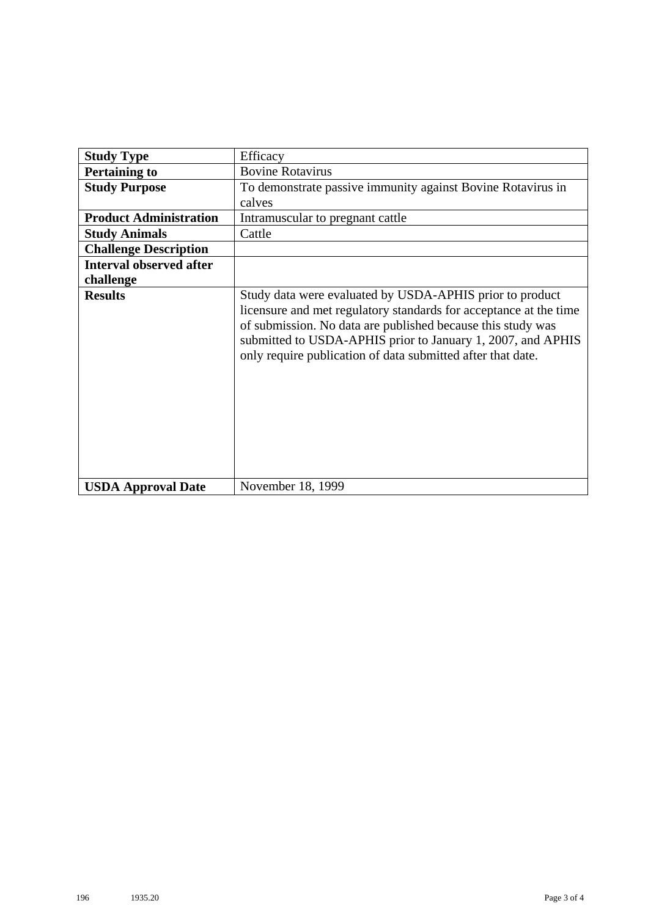| **Study Type** | Efficacy |
|---|---|
| **Pertaining to** | Bovine Rotavirus |
| **Study Purpose** | To demonstrate passive immunity against Bovine Rotavirus in calves |
| **Product Administration** | Intramuscular to pregnant cattle |
| **Study Animals** | Cattle |
| **Challenge Description** | |
| **Interval observed after challenge** | |
| **Results** | Study data were evaluated by USDA-APHIS prior to product licensure and met regulatory standards for acceptance at the time of submission. No data are published because this study was submitted to USDA-APHIS prior to January 1, 2007, and APHIS only require publication of data submitted after that date. |
| **USDA Approval Date** | November 18, 1999 |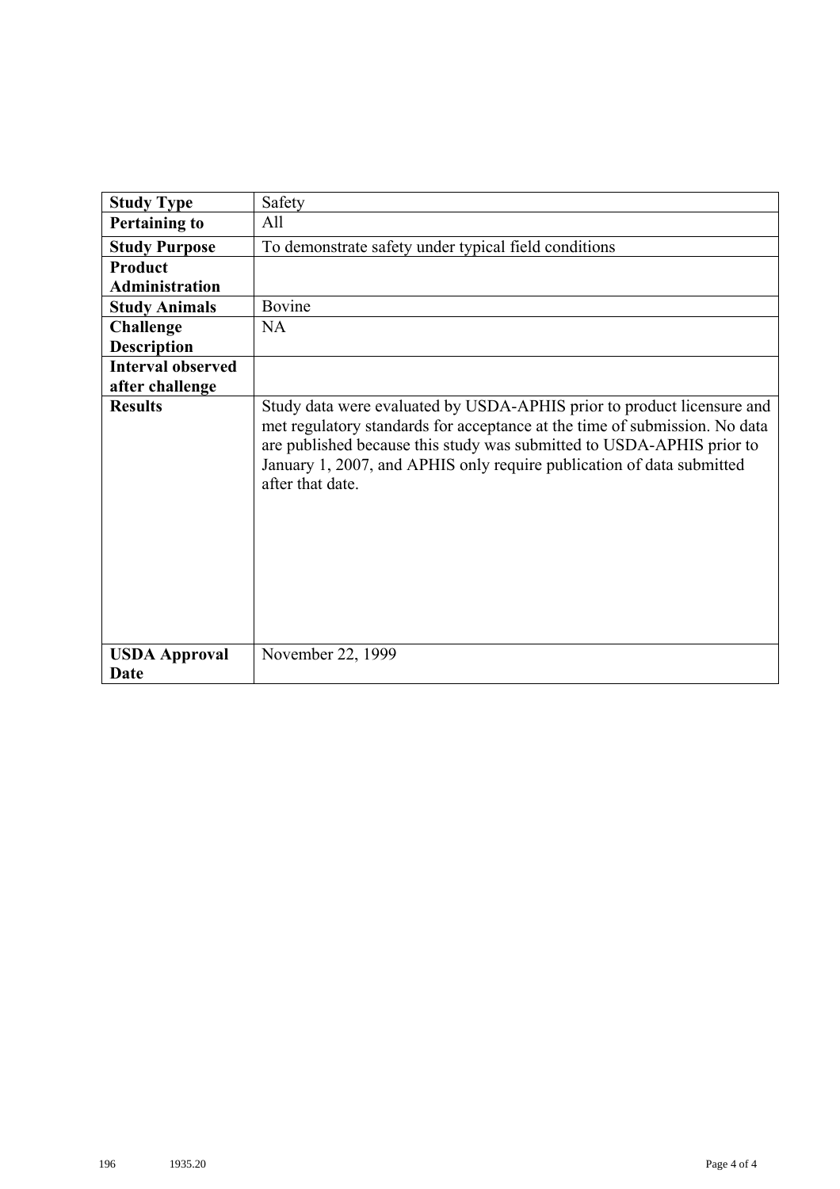| | |
|---|---|
| **Study Type** | Safety |
| **Pertaining to** | All |
| **Study Purpose** | To demonstrate safety under typical field conditions |
| **Product Administration** | |
| **Study Animals** | Bovine |
| **Challenge Description** | NA |
| **Interval observed after challenge** | |
| **Results** | Study data were evaluated by USDA-APHIS prior to product licensure and met regulatory standards for acceptance at the time of submission. No data are published because this study was submitted to USDA-APHIS prior to January 1, 2007, and APHIS only require publication of data submitted after that date. |
| **USDA Approval Date** | November 22, 1999 |

196 1935.20